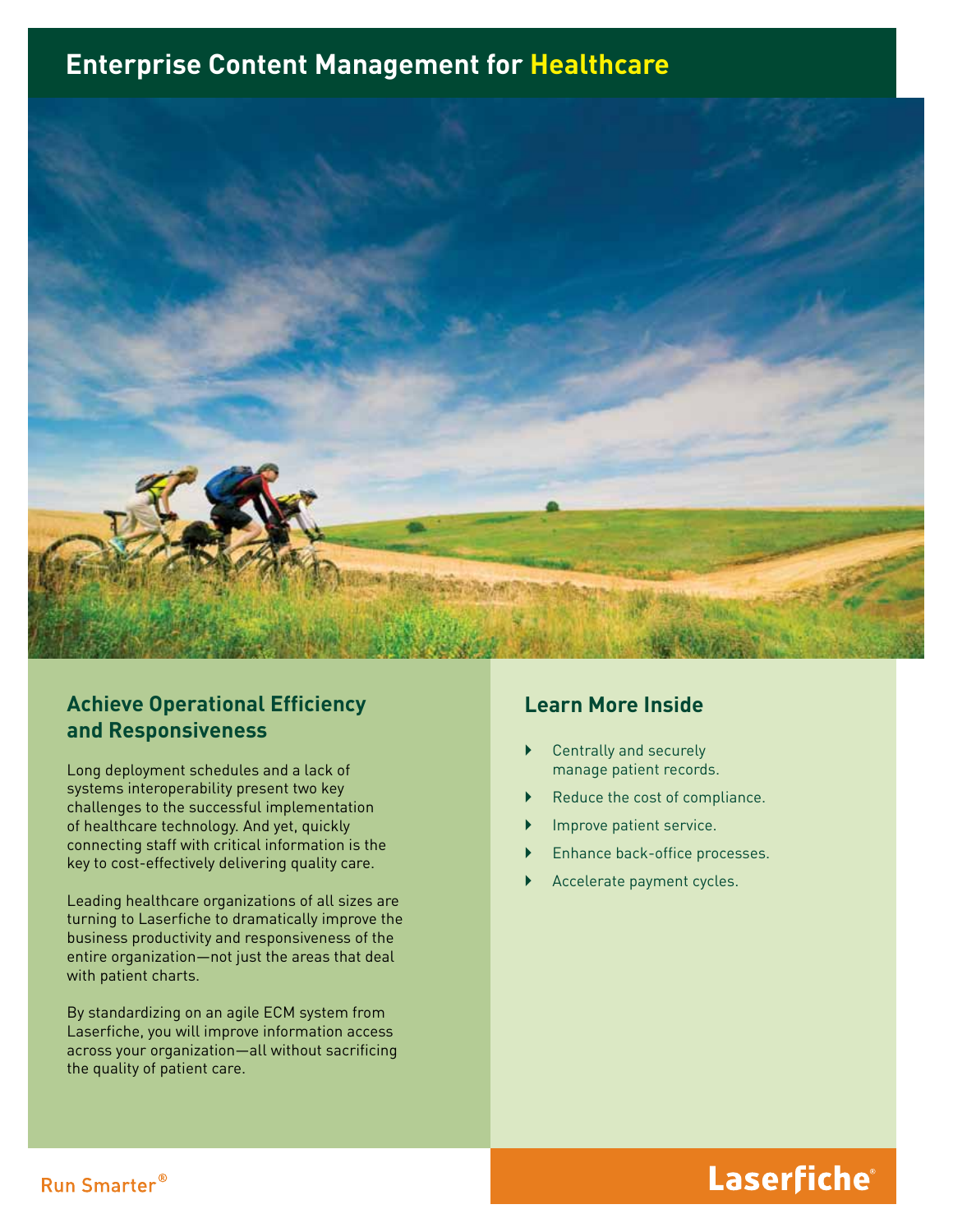# Enterprise Content Management for Healthcare

## Achieve Operational Efficiency and Responsiveness

Long deployment schedules and a lack of systems interoperability present two key challenges to the successful implementation of healthcare technology. And yet, quickly connecting staff with critical information is the key to cost-effectively delivering quality care.

Leading healthcare organizations of all sizes are turning to Laserfiche to dramatically improve the business productivity and responsiveness of the entire organization—not just the areas that deal with patient charts.

By standardizing on an agile ECM system from Laserfiche, you will improve information access across your organization—all without sacrificing the quality of patient care.

## Learn More Inside

- Centrally and securely manage patient records.
- Reduce the cost of compliance.
- Improve patient service.
- Enhance back-office processes.
- Accelerate payment cycles.

Run Smarter®

Laserfiche®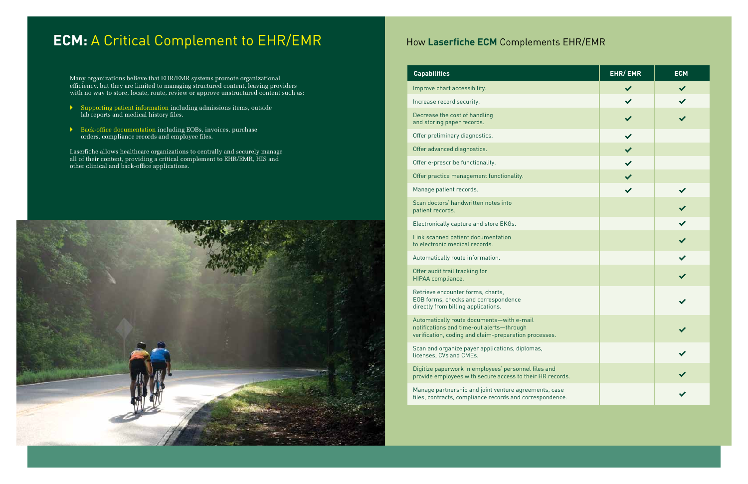# **ECM:** A Critical Complement to EHR/EMR

Many organizations believe that EHR/EMR systems promote organizational efficiency, but they are limited to managing structured content, leaving providers with no way to store, locate, route, review or approve unstructured content such as:

- Supporting patient information including admissions items, outside lab reports and medical history files.
- Back-office documentation including EOBs, invoices, purchase orders, compliance records and employee files.

Laserfiche allows healthcare organizations to centrally and securely manage all of their content, providing a critical complement to EHR/EMR, HIS and other clinical and back-office applications.

## How **Laserfiche ECM** Complements EHR/EMR

| Capabilities | EHR/ EMR | ECM |
|---|---|---|
| Improve chart accessibility. | ✔ | ✔ |
| Increase record security. | ✔ | ✔ |
| Decrease the cost of handling and storing paper records. | ✔ | ✔ |
| Offer preliminary diagnostics. | ✔ | |
| Offer advanced diagnostics. | ✔ | |
| Offer e-prescribe functionality. | ✔ | |
| Offer practice management functionality. | ✔ | |
| Manage patient records. | ✔ | ✔ |
| Scan doctors' handwritten notes into patient records. | | ✔ |
| Electronically capture and store EKGs. | | ✔ |
| Link scanned patient documentation to electronic medical records. | | ✔ |
| Automatically route information. | | ✔ |
| Offer audit trail tracking for HIPAA compliance. | | ✔ |
| Retrieve encounter forms, charts, EOB forms, checks and correspondence directly from billing applications. | | ✔ |
| Automatically route documents—with e-mail notifications and time-out alerts—through verification, coding and claim-preparation processes. | | ✔ |
| Scan and organize payer applications, diplomas, licenses, CVs and CMEs. | | ✔ |
| Digitize paperwork in employees' personnel files and provide employees with secure access to their HR records. | | ✔ |
| Manage partnership and joint venture agreements, case files, contracts, compliance records and correspondence. | | ✔ |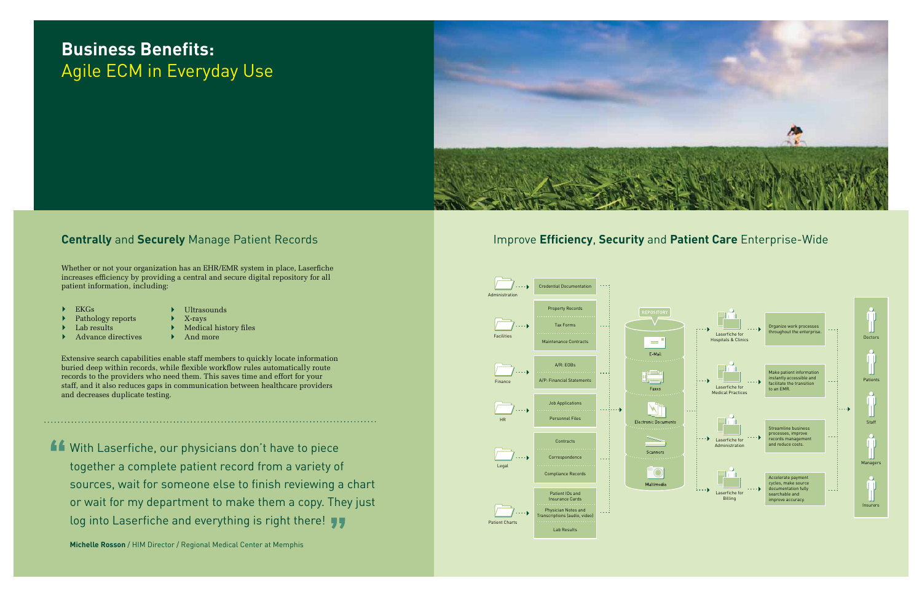# Business Benefits: Agile ECM in Everyday Use

## **Centrally** and **Securely** Manage Patient Records

Whether or not your organization has an EHR/EMR system in place, Laserfiche increases efficiency by providing a central and secure digital repository for all patient information, including:

- EKGs
- Pathology reports
- Lab results
- Advance directives
- Ultrasounds
- X-rays
- Medical history files
- And more

Extensive search capabilities enable staff members to quickly locate information buried deep within records, while flexible workflow rules automatically route records to the providers who need them. This saves time and effort for your staff, and it also reduces gaps in communication between healthcare providers and decreases duplicate testing.

> With Laserfiche, our physicians don't have to piece together a complete patient record from a variety of sources, wait for someone else to finish reviewing a chart or wait for my department to make them a copy. They just log into Laserfiche and everything is right there!

**Michelle Rosson** / HIM Director / Regional Medical Center at Memphis

## Improve **Efficiency**, **Security** and **Patient Care** Enterprise-Wide

Administration: Credential Documentation

Facilities: Property Records, Tax Forms, Maintenance Contracts

Finance: A/R: EOBs, A/P: Financial Statements

HR: Job Applications, Personnel Files

Legal: Contracts, Correspondence, Compliance Records

Patient Charts: Patient IDs and Insurance Cards, Physician Notes and Transcriptions (audio, video), Lab Results

REPOSITORY: E-Mail, Faxes, Electronic Documents, Scanners, Multimedia

Laserfiche for Hospitals & Clinics: Organize work processes throughout the enterprise.

Laserfiche for Medical Practices: Make patient information instantly accessible and facilitate the transition to an EMR.

Laserfiche for Administration: Streamline business processes, improve records management and reduce costs.

Laserfiche for Billing: Accelerate payment cycles, make source documentation fully searchable and improve accuracy.

Doctors, Patients, Staff, Managers, Insurers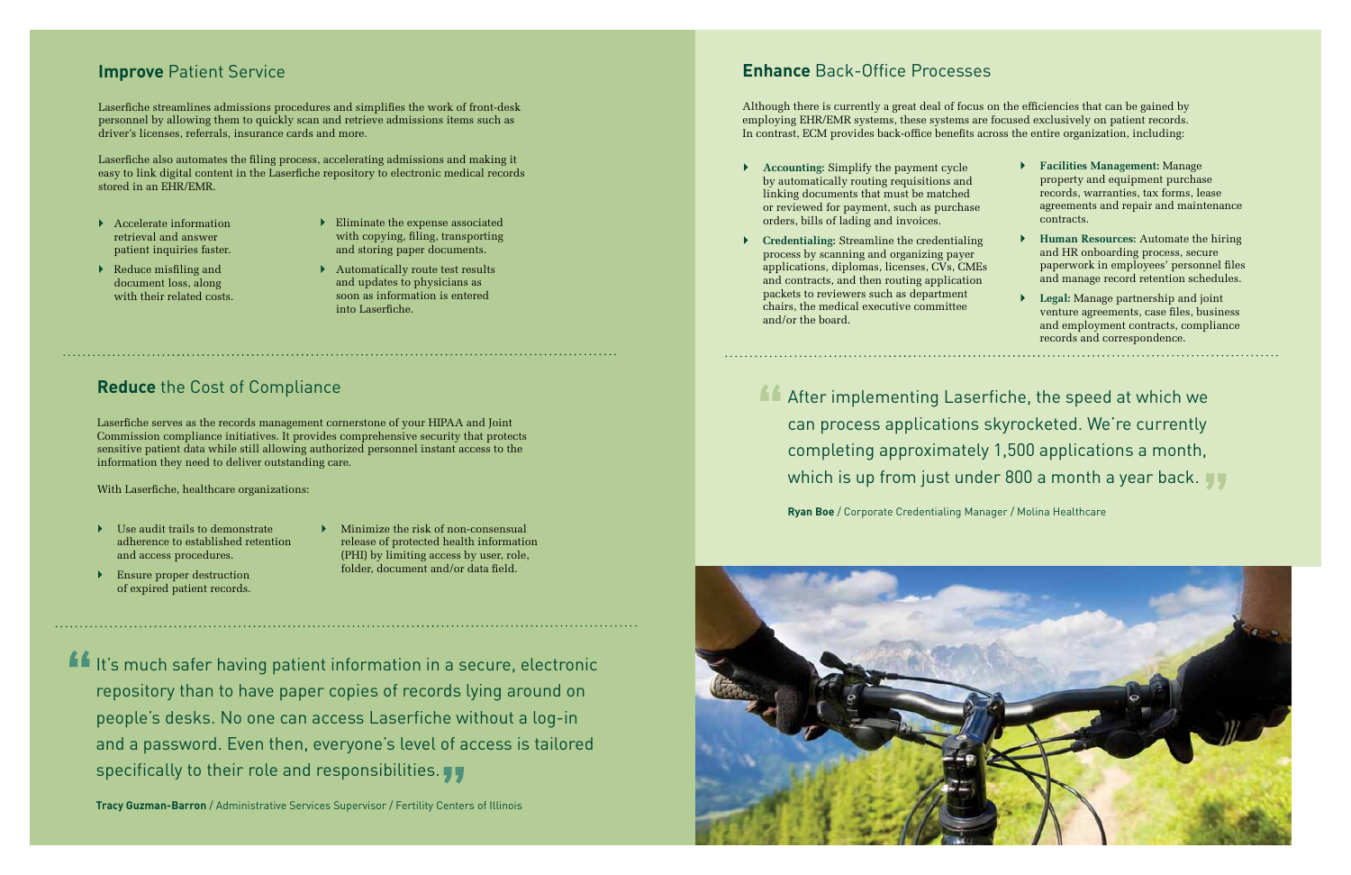## **Improve** Patient Service

Laserfiche streamlines admissions procedures and simplifies the work of front-desk personnel by allowing them to quickly scan and retrieve admissions items such as driver's licenses, referrals, insurance cards and more.

Laserfiche also automates the filing process, accelerating admissions and making it easy to link digital content in the Laserfiche repository to electronic medical records stored in an EHR/EMR.

- Accelerate information retrieval and answer patient inquiries faster.
- Reduce misfiling and document loss, along with their related costs.
- Eliminate the expense associated with copying, filing, transporting and storing paper documents.
- Automatically route test results and updates to physicians as soon as information is entered into Laserfiche.

## **Reduce** the Cost of Compliance

Laserfiche serves as the records management cornerstone of your HIPAA and Joint Commission compliance initiatives. It provides comprehensive security that protects sensitive patient data while still allowing authorized personnel instant access to the information they need to deliver outstanding care.

With Laserfiche, healthcare organizations:

- Use audit trails to demonstrate adherence to established retention and access procedures.
- Ensure proper destruction of expired patient records.
- Minimize the risk of non-consensual release of protected health information (PHI) by limiting access by user, role, folder, document and/or data field.

> "It's much safer having patient information in a secure, electronic repository than to have paper copies of records lying around on people's desks. No one can access Laserfiche without a log-in and a password. Even then, everyone's level of access is tailored specifically to their role and responsibilities."
>
> **Tracy Guzman-Barron** / Administrative Services Supervisor / Fertility Centers of Illinois

## **Enhance** Back-Office Processes

Although there is currently a great deal of focus on the efficiencies that can be gained by employing EHR/EMR systems, these systems are focused exclusively on patient records. In contrast, ECM provides back-office benefits across the entire organization, including:

- **Accounting:** Simplify the payment cycle by automatically routing requisitions and linking documents that must be matched or reviewed for payment, such as purchase orders, bills of lading and invoices.
- **Credentialing:** Streamline the credentialing process by scanning and organizing payer applications, diplomas, licenses, CVs, CMEs and contracts, and then routing application packets to reviewers such as department chairs, the medical executive committee and/or the board.
- **Facilities Management:** Manage property and equipment purchase records, warranties, tax forms, lease agreements and repair and maintenance contracts.
- **Human Resources:** Automate the hiring and HR onboarding process, secure paperwork in employees' personnel files and manage record retention schedules.
- **Legal:** Manage partnership and joint venture agreements, case files, business and employment contracts, compliance records and correspondence.

> "After implementing Laserfiche, the speed at which we can process applications skyrocketed. We're currently completing approximately 1,500 applications a month, which is up from just under 800 a month a year back."
>
> **Ryan Boe** / Corporate Credentialing Manager / Molina Healthcare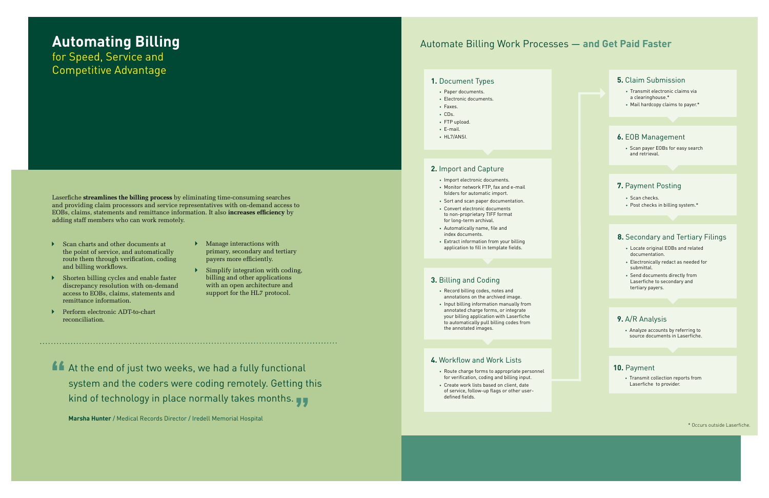# Automating Billing

## for Speed, Service and Competitive Advantage

Laserfiche **streamlines the billing process** by eliminating time-consuming searches and providing claim processors and service representatives with on-demand access to EOBs, claims, statements and remittance information. It also **increases efficiency** by adding staff members who can work remotely.

- Scan charts and other documents at the point of service, and automatically route them through verification, coding and billing workflows.
- Shorten billing cycles and enable faster discrepancy resolution with on-demand access to EOBs, claims, statements and remittance information.
- Perform electronic ADT-to-chart reconciliation.
- Manage interactions with primary, secondary and tertiary payers more efficiently.
- Simplify integration with coding, billing and other applications with an open architecture and support for the HL7 protocol.

> “At the end of just two weeks, we had a fully functional system and the coders were coding remotely. Getting this kind of technology in place normally takes months.”
>
> **Marsha Hunter** / Medical Records Director / Iredell Memorial Hospital

## Automate Billing Work Processes — **and Get Paid Faster**

### 1. Document Types

- Paper documents.
- Electronic documents.
- Faxes.
- CDs.
- FTP upload.
- E-mail.
- HL7/ANSI.

### 2. Import and Capture

- Import electronic documents.
- Monitor network FTP, fax and e-mail folders for automatic import.
- Sort and scan paper documentation.
- Convert electronic documents to non-proprietary TIFF format for long-term archival.
- Automatically name, file and index documents.
- Extract information from your billing application to fill in template fields.

### 3. Billing and Coding

- Record billing codes, notes and annotations on the archived image.
- Input billing information manually from annotated charge forms, or integrate your billing application with Laserfiche to automatically pull billing codes from the annotated images.

### 4. Workflow and Work Lists

- Route charge forms to appropriate personnel for verification, coding and billing input.
- Create work lists based on client, date of service, follow-up flags or other user-defined fields.

### 5. Claim Submission

- Transmit electronic claims via a clearinghouse.*
- Mail hardcopy claims to payer.*

### 6. EOB Management

- Scan payer EOBs for easy search and retrieval.

### 7. Payment Posting

- Scan checks.
- Post checks in billing system.*

### 8. Secondary and Tertiary Filings

- Locate original EOBs and related documentation.
- Electronically redact as needed for submittal.
- Send documents directly from Laserfiche to secondary and tertiary payers.

### 9. A/R Analysis

- Analyze accounts by referring to source documents in Laserfiche.

### 10. Payment

- Transmit collection reports from Laserfiche to provider.

\* Occurs outside Laserfiche.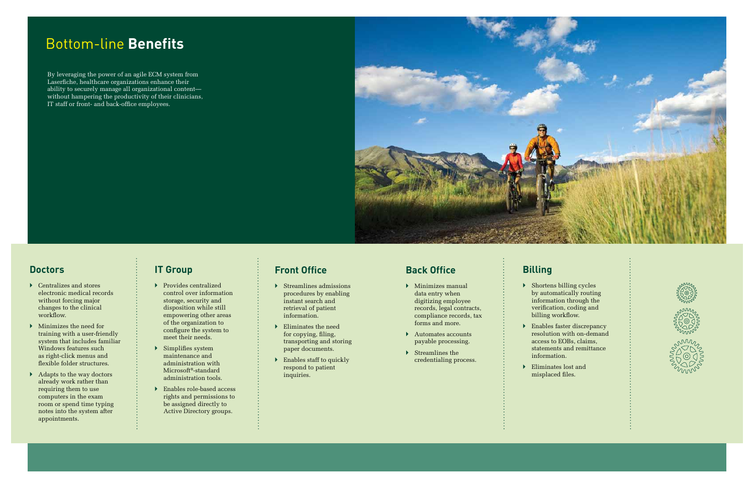# Bottom-line **Benefits**

By leveraging the power of an agile ECM system from Laserfiche, healthcare organizations enhance their ability to securely manage all organizational content—without hampering the productivity of their clinicians, IT staff or front- and back-office employees.

## Doctors

- Centralizes and stores electronic medical records without forcing major changes to the clinical workflow.
- Minimizes the need for training with a user-friendly system that includes familiar Windows features such as right-click menus and flexible folder structures.
- Adapts to the way doctors already work rather than requiring them to use computers in the exam room or spend time typing notes into the system after appointments.

## IT Group

- Provides centralized control over information storage, security and disposition while still empowering other areas of the organization to configure the system to meet their needs.
- Simplifies system maintenance and administration with Microsoft®-standard administration tools.
- Enables role-based access rights and permissions to be assigned directly to Active Directory groups.

## Front Office

- Streamlines admissions procedures by enabling instant search and retrieval of patient information.
- Eliminates the need for copying, filing, transporting and storing paper documents.
- Enables staff to quickly respond to patient inquiries.

## Back Office

- Minimizes manual data entry when digitizing employee records, legal contracts, compliance records, tax forms and more.
- Automates accounts payable processing.
- Streamlines the credentialing process.

## Billing

- Shortens billing cycles by automatically routing information through the verification, coding and billing workflow.
- Enables faster discrepancy resolution with on-demand access to EOBs, claims, statements and remittance information.
- Eliminates lost and misplaced files.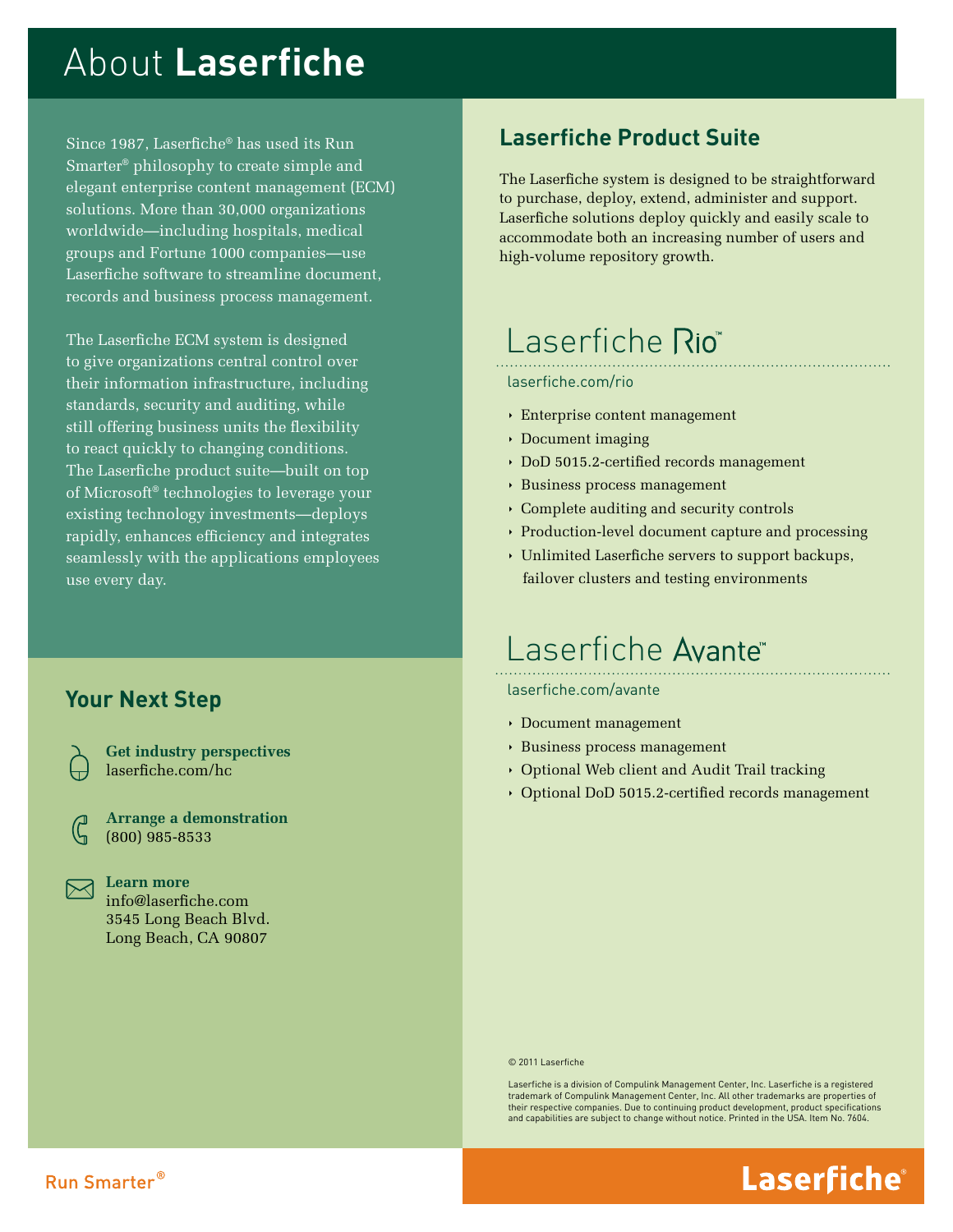# About **Laserfiche**

Since 1987, Laserfiche® has used its Run Smarter® philosophy to create simple and elegant enterprise content management (ECM) solutions. More than 30,000 organizations worldwide—including hospitals, medical groups and Fortune 1000 companies—use Laserfiche software to streamline document, records and business process management.

The Laserfiche ECM system is designed to give organizations central control over their information infrastructure, including standards, security and auditing, while still offering business units the flexibility to react quickly to changing conditions. The Laserfiche product suite—built on top of Microsoft® technologies to leverage your existing technology investments—deploys rapidly, enhances efficiency and integrates seamlessly with the applications employees use every day.

## Your Next Step

**Get industry perspectives**
laserfiche.com/hc

**Arrange a demonstration**
(800) 985-8533

**Learn more**
info@laserfiche.com
3545 Long Beach Blvd.
Long Beach, CA 90807

## Laserfiche Product Suite

The Laserfiche system is designed to be straightforward to purchase, deploy, extend, administer and support. Laserfiche solutions deploy quickly and easily scale to accommodate both an increasing number of users and high-volume repository growth.

### Laserfiche Rio™

laserfiche.com/rio

- Enterprise content management
- Document imaging
- DoD 5015.2-certified records management
- Business process management
- Complete auditing and security controls
- Production-level document capture and processing
- Unlimited Laserfiche servers to support backups, failover clusters and testing environments

### Laserfiche Avante™

laserfiche.com/avante

- Document management
- Business process management
- Optional Web client and Audit Trail tracking
- Optional DoD 5015.2-certified records management

© 2011 Laserfiche

Laserfiche is a division of Compulink Management Center, Inc. Laserfiche is a registered trademark of Compulink Management Center, Inc. All other trademarks are properties of their respective companies. Due to continuing product development, product specifications and capabilities are subject to change without notice. Printed in the USA. Item No. 7604.

Run Smarter®

Laserfiche®